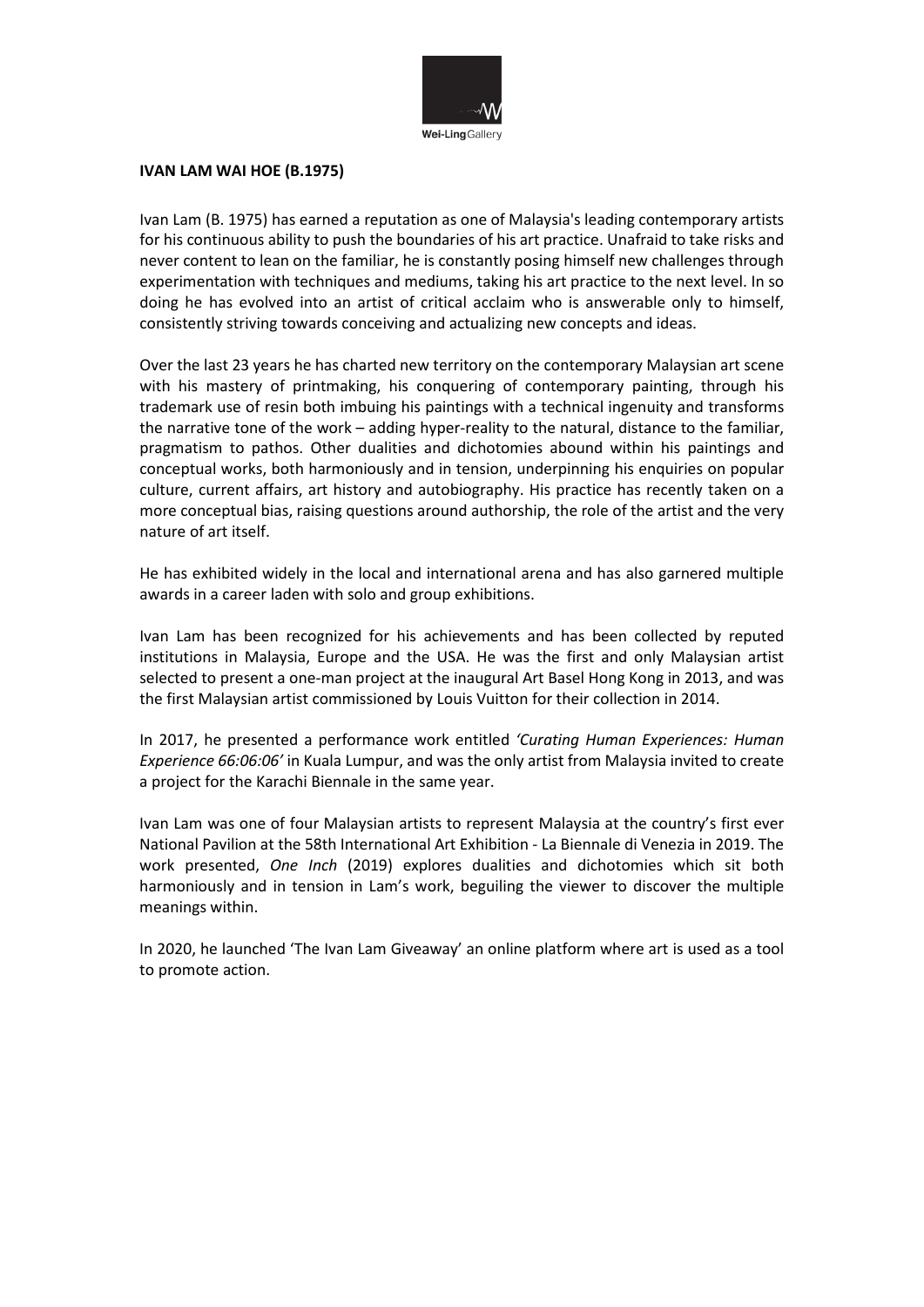**IVAN LAM WAI HOE (B.1975)**

Ivan Lam (B. 1975) has earned a reputation as one of Malaysia's leading contemporary artists for his continuous ability to push the boundaries of his art practice. Unafraid to take risks and never content to lean on the familiar, he is constantly posing himself new challenges through experimentation with techniques and mediums, taking his art practice to the next level. In so doing he has evolved into an artist of critical acclaim who is answerable only to himself, consistently striving towards conceiving and actualizing new concepts and ideas.

Over the last 23 years he has charted new territory on the contemporary Malaysian art scene with his mastery of printmaking, his conquering of contemporary painting, through his trademark use of resin both imbuing his paintings with a technical ingenuity and transforms the narrative tone of the work – adding hyper-reality to the natural, distance to the familiar, pragmatism to pathos. Other dualities and dichotomies abound within his paintings and conceptual works, both harmoniously and in tension, underpinning his enquiries on popular culture, current affairs, art history and autobiography. His practice has recently taken on a more conceptual bias, raising questions around authorship, the role of the artist and the very nature of art itself.

He has exhibited widely in the local and international arena and has also garnered multiple awards in a career laden with solo and group exhibitions.

Ivan Lam has been recognized for his achievements and has been collected by reputed institutions in Malaysia, Europe and the USA. He was the first and only Malaysian artist selected to present a one-man project at the inaugural Art Basel Hong Kong in 2013, and was the first Malaysian artist commissioned by Louis Vuitton for their collection in 2014.

In 2017, he presented a performance work entitled *'Curating Human Experiences: Human Experience 66:06:06'* in Kuala Lumpur, and was the only artist from Malaysia invited to create a project for the Karachi Biennale in the same year.

Ivan Lam was one of four Malaysian artists to represent Malaysia at the country's first ever National Pavilion at the 58th International Art Exhibition - La Biennale di Venezia in 2019. The work presented, *One Inch* (2019) explores dualities and dichotomies which sit both harmoniously and in tension in Lam's work, beguiling the viewer to discover the multiple meanings within.

In 2020, he launched 'The Ivan Lam Giveaway' an online platform where art is used as a tool to promote action.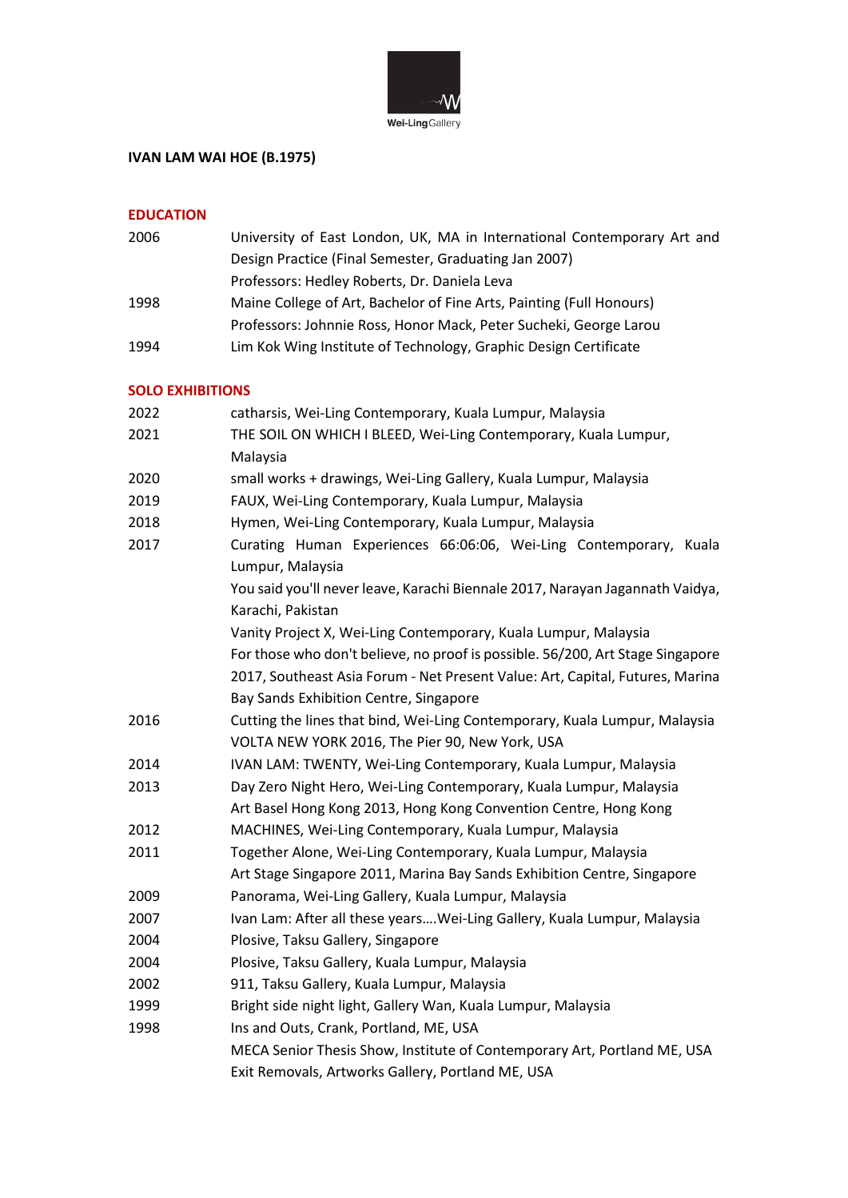**IVAN LAM WAI HOE (B.1975)**

## EDUCATION

| | |
|---|---|
| 2006 | University of East London, UK, MA in International Contemporary Art and Design Practice (Final Semester, Graduating Jan 2007) |
| | Professors: Hedley Roberts, Dr. Daniela Leva |
| 1998 | Maine College of Art, Bachelor of Fine Arts, Painting (Full Honours) |
| | Professors: Johnnie Ross, Honor Mack, Peter Sucheki, George Larou |
| 1994 | Lim Kok Wing Institute of Technology, Graphic Design Certificate |

## SOLO EXHIBITIONS

| | |
|---|---|
| 2022 | catharsis, Wei-Ling Contemporary, Kuala Lumpur, Malaysia |
| 2021 | THE SOIL ON WHICH I BLEED, Wei-Ling Contemporary, Kuala Lumpur, Malaysia |
| 2020 | small works + drawings, Wei-Ling Gallery, Kuala Lumpur, Malaysia |
| 2019 | FAUX, Wei-Ling Contemporary, Kuala Lumpur, Malaysia |
| 2018 | Hymen, Wei-Ling Contemporary, Kuala Lumpur, Malaysia |
| 2017 | Curating Human Experiences 66:06:06, Wei-Ling Contemporary, Kuala Lumpur, Malaysia |
| | You said you'll never leave, Karachi Biennale 2017, Narayan Jagannath Vaidya, Karachi, Pakistan |
| | Vanity Project X, Wei-Ling Contemporary, Kuala Lumpur, Malaysia |
| | For those who don't believe, no proof is possible. 56/200, Art Stage Singapore 2017, Southeast Asia Forum - Net Present Value: Art, Capital, Futures, Marina Bay Sands Exhibition Centre, Singapore |
| 2016 | Cutting the lines that bind, Wei-Ling Contemporary, Kuala Lumpur, Malaysia |
| | VOLTA NEW YORK 2016, The Pier 90, New York, USA |
| 2014 | IVAN LAM: TWENTY, Wei-Ling Contemporary, Kuala Lumpur, Malaysia |
| 2013 | Day Zero Night Hero, Wei-Ling Contemporary, Kuala Lumpur, Malaysia |
| | Art Basel Hong Kong 2013, Hong Kong Convention Centre, Hong Kong |
| 2012 | MACHINES, Wei-Ling Contemporary, Kuala Lumpur, Malaysia |
| 2011 | Together Alone, Wei-Ling Contemporary, Kuala Lumpur, Malaysia |
| | Art Stage Singapore 2011, Marina Bay Sands Exhibition Centre, Singapore |
| 2009 | Panorama, Wei-Ling Gallery, Kuala Lumpur, Malaysia |
| 2007 | Ivan Lam: After all these years….Wei-Ling Gallery, Kuala Lumpur, Malaysia |
| 2004 | Plosive, Taksu Gallery, Singapore |
| 2004 | Plosive, Taksu Gallery, Kuala Lumpur, Malaysia |
| 2002 | 911, Taksu Gallery, Kuala Lumpur, Malaysia |
| 1999 | Bright side night light, Gallery Wan, Kuala Lumpur, Malaysia |
| 1998 | Ins and Outs, Crank, Portland, ME, USA |
| | MECA Senior Thesis Show, Institute of Contemporary Art, Portland ME, USA |
| | Exit Removals, Artworks Gallery, Portland ME, USA |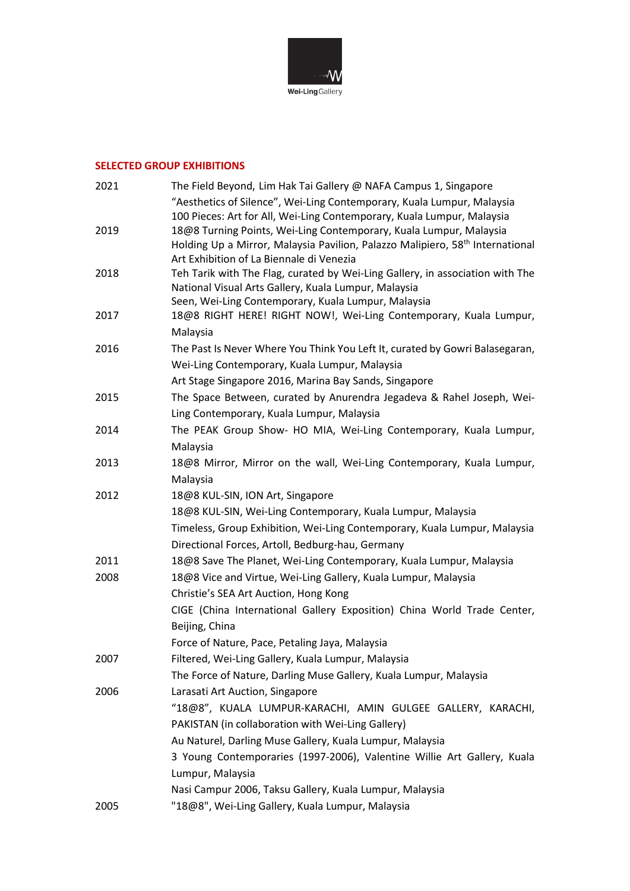## SELECTED GROUP EXHIBITIONS

| | |
|---|---|
| 2021 | The Field Beyond, Lim Hak Tai Gallery @ NAFA Campus 1, Singapore |
| | “Aesthetics of Silence”, Wei-Ling Contemporary, Kuala Lumpur, Malaysia |
| | 100 Pieces: Art for All, Wei-Ling Contemporary, Kuala Lumpur, Malaysia |
| 2019 | 18@8 Turning Points, Wei-Ling Contemporary, Kuala Lumpur, Malaysia |
| | Holding Up a Mirror, Malaysia Pavilion, Palazzo Malipiero, 58th International Art Exhibition of La Biennale di Venezia |
| 2018 | Teh Tarik with The Flag, curated by Wei-Ling Gallery, in association with The National Visual Arts Gallery, Kuala Lumpur, Malaysia |
| | Seen, Wei-Ling Contemporary, Kuala Lumpur, Malaysia |
| 2017 | 18@8 RIGHT HERE! RIGHT NOW!, Wei-Ling Contemporary, Kuala Lumpur, Malaysia |
| 2016 | The Past Is Never Where You Think You Left It, curated by Gowri Balasegaran, Wei-Ling Contemporary, Kuala Lumpur, Malaysia |
| | Art Stage Singapore 2016, Marina Bay Sands, Singapore |
| 2015 | The Space Between, curated by Anurendra Jegadeva & Rahel Joseph, Wei-Ling Contemporary, Kuala Lumpur, Malaysia |
| 2014 | The PEAK Group Show- HO MIA, Wei-Ling Contemporary, Kuala Lumpur, Malaysia |
| 2013 | 18@8 Mirror, Mirror on the wall, Wei-Ling Contemporary, Kuala Lumpur, Malaysia |
| 2012 | 18@8 KUL-SIN, ION Art, Singapore |
| | 18@8 KUL-SIN, Wei-Ling Contemporary, Kuala Lumpur, Malaysia |
| | Timeless, Group Exhibition, Wei-Ling Contemporary, Kuala Lumpur, Malaysia |
| | Directional Forces, Artoll, Bedburg-hau, Germany |
| 2011 | 18@8 Save The Planet, Wei-Ling Contemporary, Kuala Lumpur, Malaysia |
| 2008 | 18@8 Vice and Virtue, Wei-Ling Gallery, Kuala Lumpur, Malaysia |
| | Christie’s SEA Art Auction, Hong Kong |
| | CIGE (China International Gallery Exposition) China World Trade Center, Beijing, China |
| | Force of Nature, Pace, Petaling Jaya, Malaysia |
| 2007 | Filtered, Wei-Ling Gallery, Kuala Lumpur, Malaysia |
| | The Force of Nature, Darling Muse Gallery, Kuala Lumpur, Malaysia |
| 2006 | Larasati Art Auction, Singapore |
| | “18@8”, KUALA LUMPUR-KARACHI, AMIN GULGEE GALLERY, KARACHI, PAKISTAN (in collaboration with Wei-Ling Gallery) |
| | Au Naturel, Darling Muse Gallery, Kuala Lumpur, Malaysia |
| | 3 Young Contemporaries (1997-2006), Valentine Willie Art Gallery, Kuala Lumpur, Malaysia |
| | Nasi Campur 2006, Taksu Gallery, Kuala Lumpur, Malaysia |
| 2005 | "18@8", Wei-Ling Gallery, Kuala Lumpur, Malaysia |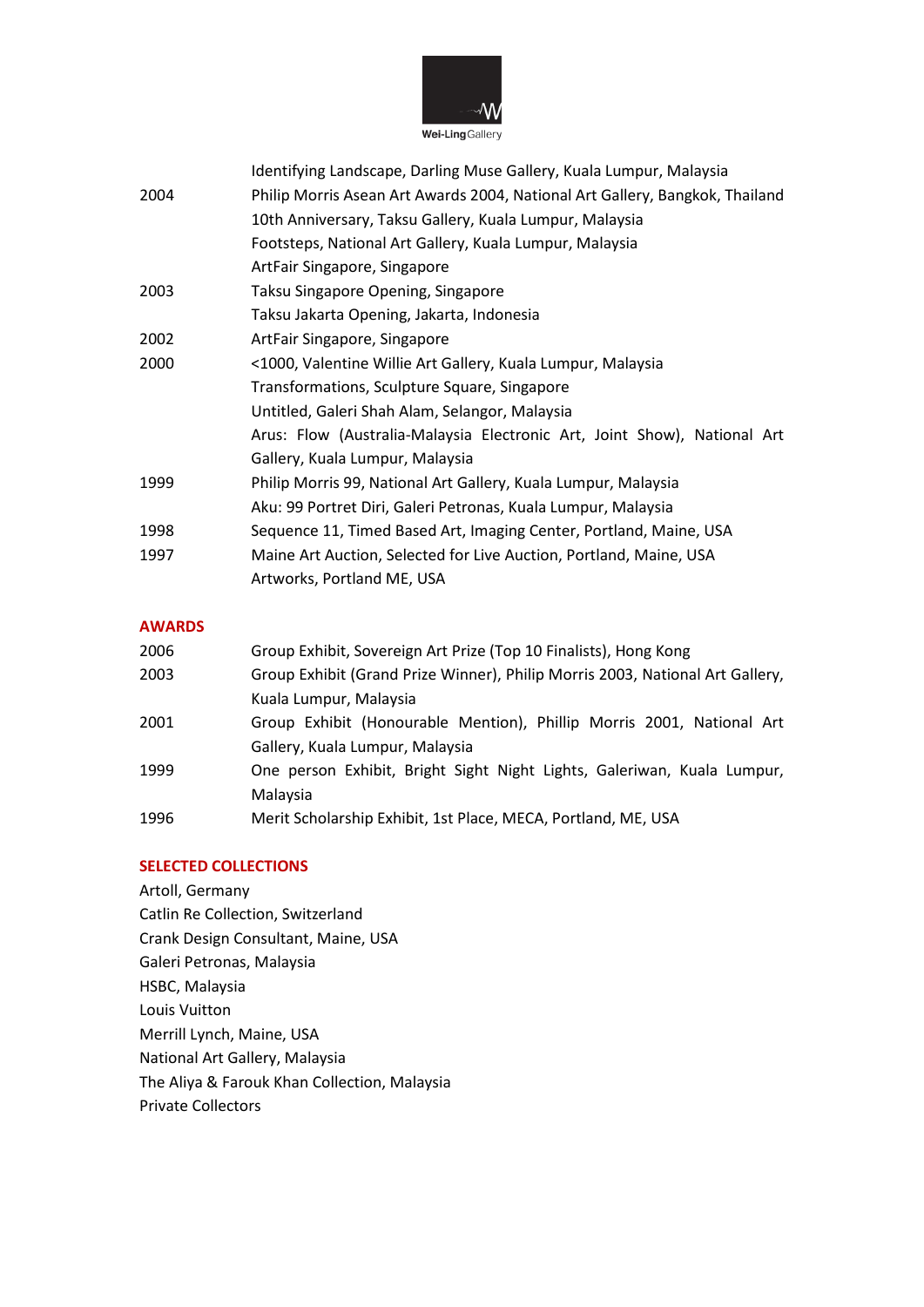| | |
|---|---|
| | Identifying Landscape, Darling Muse Gallery, Kuala Lumpur, Malaysia |
| 2004 | Philip Morris Asean Art Awards 2004, National Art Gallery, Bangkok, Thailand |
| | 10th Anniversary, Taksu Gallery, Kuala Lumpur, Malaysia |
| | Footsteps, National Art Gallery, Kuala Lumpur, Malaysia |
| | ArtFair Singapore, Singapore |
| 2003 | Taksu Singapore Opening, Singapore |
| | Taksu Jakarta Opening, Jakarta, Indonesia |
| 2002 | ArtFair Singapore, Singapore |
| 2000 | <1000, Valentine Willie Art Gallery, Kuala Lumpur, Malaysia |
| | Transformations, Sculpture Square, Singapore |
| | Untitled, Galeri Shah Alam, Selangor, Malaysia |
| | Arus: Flow (Australia-Malaysia Electronic Art, Joint Show), National Art Gallery, Kuala Lumpur, Malaysia |
| 1999 | Philip Morris 99, National Art Gallery, Kuala Lumpur, Malaysia |
| | Aku: 99 Portret Diri, Galeri Petronas, Kuala Lumpur, Malaysia |
| 1998 | Sequence 11, Timed Based Art, Imaging Center, Portland, Maine, USA |
| 1997 | Maine Art Auction, Selected for Live Auction, Portland, Maine, USA |
| | Artworks, Portland ME, USA |

## AWARDS

| | |
|---|---|
| 2006 | Group Exhibit, Sovereign Art Prize (Top 10 Finalists), Hong Kong |
| 2003 | Group Exhibit (Grand Prize Winner), Philip Morris 2003, National Art Gallery, Kuala Lumpur, Malaysia |
| 2001 | Group Exhibit (Honourable Mention), Phillip Morris 2001, National Art Gallery, Kuala Lumpur, Malaysia |
| 1999 | One person Exhibit, Bright Sight Night Lights, Galeriwan, Kuala Lumpur, Malaysia |
| 1996 | Merit Scholarship Exhibit, 1st Place, MECA, Portland, ME, USA |

## SELECTED COLLECTIONS

Artoll, Germany
Catlin Re Collection, Switzerland
Crank Design Consultant, Maine, USA
Galeri Petronas, Malaysia
HSBC, Malaysia
Louis Vuitton
Merrill Lynch, Maine, USA
National Art Gallery, Malaysia
The Aliya & Farouk Khan Collection, Malaysia
Private Collectors